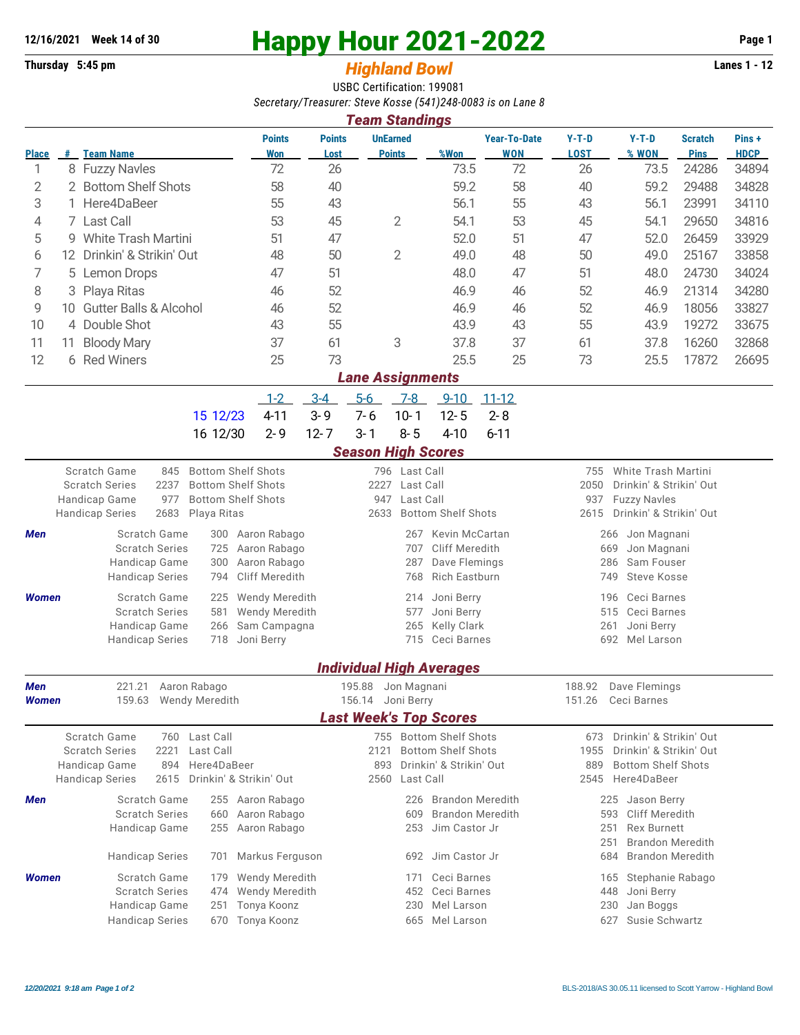**12/16/2021 Week 14 of 30**

# Happy Hour 2021-2022

**Thursday 5:45 pm**

## *Highland Bowl*

**Lanes 1 - 12**

USBC Certification: 199081

*Secretary/Treasurer: Steve Kosse (541)248-0083 is on Lane 8*

### *Team Standings*

| Place | # | Team Name | Points Won | Points Lost | UnEarned Points | %Won | Year-To-Date WON | Y-T-D LOST | Y-T-D % WON | Scratch Pins | Pins + HDCP |
|---|---|---|---|---|---|---|---|---|---|---|---|
| 1 | 8 | Fuzzy Navles | 72 | 26 | | 73.5 | 72 | 26 | 73.5 | 24286 | 34894 |
| 2 | 2 | Bottom Shelf Shots | 58 | 40 | | 59.2 | 58 | 40 | 59.2 | 29488 | 34828 |
| 3 | 1 | Here4DaBeer | 55 | 43 | | 56.1 | 55 | 43 | 56.1 | 23991 | 34110 |
| 4 | 7 | Last Call | 53 | 45 | 2 | 54.1 | 53 | 45 | 54.1 | 29650 | 34816 |
| 5 | 9 | White Trash Martini | 51 | 47 | | 52.0 | 51 | 47 | 52.0 | 26459 | 33929 |
| 6 | 12 | Drinkin' & Strikin' Out | 48 | 50 | 2 | 49.0 | 48 | 50 | 49.0 | 25167 | 33858 |
| 7 | 5 | Lemon Drops | 47 | 51 | | 48.0 | 47 | 51 | 48.0 | 24730 | 34024 |
| 8 | 3 | Playa Ritas | 46 | 52 | | 46.9 | 46 | 52 | 46.9 | 21314 | 34280 |
| 9 | 10 | Gutter Balls & Alcohol | 46 | 52 | | 46.9 | 46 | 52 | 46.9 | 18056 | 33827 |
| 10 | 4 | Double Shot | 43 | 55 | | 43.9 | 43 | 55 | 43.9 | 19272 | 33675 |
| 11 | 11 | Bloody Mary | 37 | 61 | 3 | 37.8 | 37 | 61 | 37.8 | 16260 | 32868 |
| 12 | 6 | Red Winers | 25 | 73 | | 25.5 | 25 | 73 | 25.5 | 17872 | 26695 |

### *Lane Assignments*

| | 1-2 | 3-4 | 5-6 | 7-8 | 9-10 | 11-12 |
|---|---|---|---|---|---|---|
| 15 12/23 | 4-11 | 3-9 | 7-6 | 10-1 | 12-5 | 2-8 |
| 16 12/30 | 2-9 | 12-7 | 3-1 | 8-5 | 4-10 | 6-11 |

### *Season High Scores*

| | | | | | | |
|---|---|---|---|---|---|---|
| Scratch Game | 845 | Bottom Shelf Shots | 796 | Last Call | 755 | White Trash Martini |
| Scratch Series | 2237 | Bottom Shelf Shots | 2227 | Last Call | 2050 | Drinkin' & Strikin' Out |
| Handicap Game | 977 | Bottom Shelf Shots | 947 | Last Call | 937 | Fuzzy Navles |
| Handicap Series | 2683 | Playa Ritas | 2633 | Bottom Shelf Shots | 2615 | Drinkin' & Strikin' Out |

| | | | | | | | |
|---|---|---|---|---|---|---|---|
| ***Men*** | Scratch Game | 300 | Aaron Rabago | 267 | Kevin McCartan | 266 | Jon Magnani |
| | Scratch Series | 725 | Aaron Rabago | 707 | Cliff Meredith | 669 | Jon Magnani |
| | Handicap Game | 300 | Aaron Rabago | 287 | Dave Flemings | 286 | Sam Fouser |
| | Handicap Series | 794 | Cliff Meredith | 768 | Rich Eastburn | 749 | Steve Kosse |
| ***Women*** | Scratch Game | 225 | Wendy Meredith | 214 | Joni Berry | 196 | Ceci Barnes |
| | Scratch Series | 581 | Wendy Meredith | 577 | Joni Berry | 515 | Ceci Barnes |
| | Handicap Game | 266 | Sam Campagna | 265 | Kelly Clark | 261 | Joni Berry |
| | Handicap Series | 718 | Joni Berry | 715 | Ceci Barnes | 692 | Mel Larson |

### *Individual High Averages*

| | | | | | | |
|---|---|---|---|---|---|---|
| ***Men*** | 221.21 | Aaron Rabago | 195.88 | Jon Magnani | 188.92 | Dave Flemings |
| ***Women*** | 159.63 | Wendy Meredith | 156.14 | Joni Berry | 151.26 | Ceci Barnes |

### *Last Week's Top Scores*

| | | | | | | |
|---|---|---|---|---|---|---|
| Scratch Game | 760 | Last Call | 755 | Bottom Shelf Shots | 673 | Drinkin' & Strikin' Out |
| Scratch Series | 2221 | Last Call | 2121 | Bottom Shelf Shots | 1955 | Drinkin' & Strikin' Out |
| Handicap Game | 894 | Here4DaBeer | 893 | Drinkin' & Strikin' Out | 889 | Bottom Shelf Shots |
| Handicap Series | 2615 | Drinkin' & Strikin' Out | 2560 | Last Call | 2545 | Here4DaBeer |

| | | | | | | | |
|---|---|---|---|---|---|---|---|
| ***Men*** | Scratch Game | 255 | Aaron Rabago | 226 | Brandon Meredith | 225 | Jason Berry |
| | Scratch Series | 660 | Aaron Rabago | 609 | Brandon Meredith | 593 | Cliff Meredith |
| | Handicap Game | 255 | Aaron Rabago | 253 | Jim Castor Jr | 251 | Rex Burnett |
| | | | | | | 251 | Brandon Meredith |
| | Handicap Series | 701 | Markus Ferguson | 692 | Jim Castor Jr | 684 | Brandon Meredith |
| ***Women*** | Scratch Game | 179 | Wendy Meredith | 171 | Ceci Barnes | 165 | Stephanie Rabago |
| | Scratch Series | 474 | Wendy Meredith | 452 | Ceci Barnes | 448 | Joni Berry |
| | Handicap Game | 251 | Tonya Koonz | 230 | Mel Larson | 230 | Jan Boggs |
| | Handicap Series | 670 | Tonya Koonz | 665 | Mel Larson | 627 | Susie Schwartz |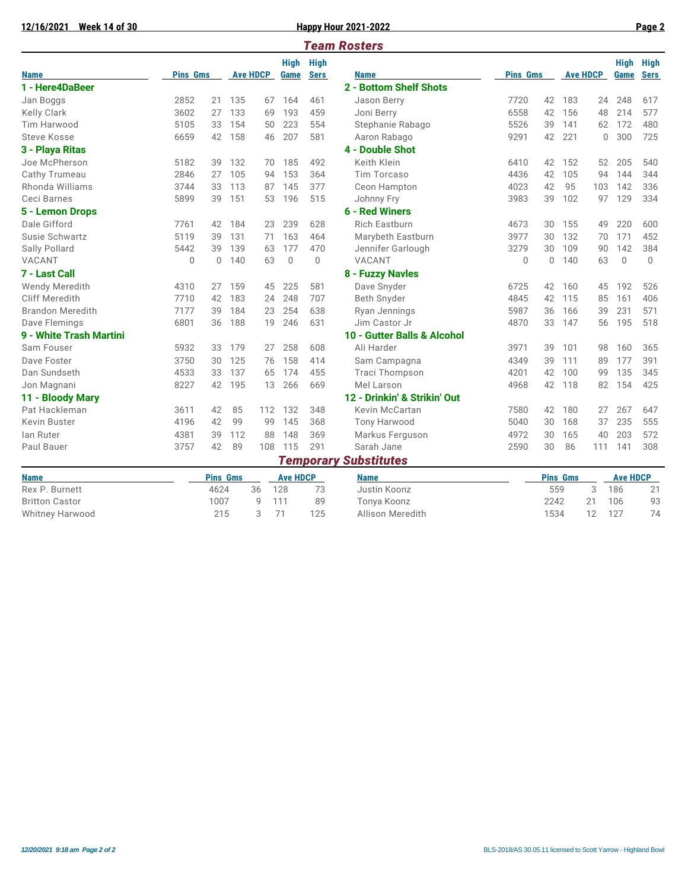## Team Rosters

| Name | Pins | Gms | Ave | HDCP | High Game | High Sers | Name | Pins | Gms | Ave | HDCP | High Game | High Sers |
|---|---|---|---|---|---|---|---|---|---|---|---|---|---|
| **1 - Here4DaBeer** | | | | | | | **2 - Bottom Shelf Shots** | | | | | | |
| Jan Boggs | 2852 | 21 | 135 | 67 | 164 | 461 | Jason Berry | 7720 | 42 | 183 | 24 | 248 | 617 |
| Kelly Clark | 3602 | 27 | 133 | 69 | 193 | 459 | Joni Berry | 6558 | 42 | 156 | 48 | 214 | 577 |
| Tim Harwood | 5105 | 33 | 154 | 50 | 223 | 554 | Stephanie Rabago | 5526 | 39 | 141 | 62 | 172 | 480 |
| Steve Kosse | 6659 | 42 | 158 | 46 | 207 | 581 | Aaron Rabago | 9291 | 42 | 221 | 0 | 300 | 725 |
| **3 - Playa Ritas** | | | | | | | **4 - Double Shot** | | | | | | |
| Joe McPherson | 5182 | 39 | 132 | 70 | 185 | 492 | Keith Klein | 6410 | 42 | 152 | 52 | 205 | 540 |
| Cathy Trumeau | 2846 | 27 | 105 | 94 | 153 | 364 | Tim Torcaso | 4436 | 42 | 105 | 94 | 144 | 344 |
| Rhonda Williams | 3744 | 33 | 113 | 87 | 145 | 377 | Ceon Hampton | 4023 | 42 | 95 | 103 | 142 | 336 |
| Ceci Barnes | 5899 | 39 | 151 | 53 | 196 | 515 | Johnny Fry | 3983 | 39 | 102 | 97 | 129 | 334 |
| **5 - Lemon Drops** | | | | | | | **6 - Red Winers** | | | | | | |
| Dale Gifford | 7761 | 42 | 184 | 23 | 239 | 628 | Rich Eastburn | 4673 | 30 | 155 | 49 | 220 | 600 |
| Susie Schwartz | 5119 | 39 | 131 | 71 | 163 | 464 | Marybeth Eastburn | 3977 | 30 | 132 | 70 | 171 | 452 |
| Sally Pollard | 5442 | 39 | 139 | 63 | 177 | 470 | Jennifer Garlough | 3279 | 30 | 109 | 90 | 142 | 384 |
| VACANT | 0 | 0 | 140 | 63 | 0 | 0 | VACANT | 0 | 0 | 140 | 63 | 0 | 0 |
| **7 - Last Call** | | | | | | | **8 - Fuzzy Navles** | | | | | | |
| Wendy Meredith | 4310 | 27 | 159 | 45 | 225 | 581 | Dave Snyder | 6725 | 42 | 160 | 45 | 192 | 526 |
| Cliff Meredith | 7710 | 42 | 183 | 24 | 248 | 707 | Beth Snyder | 4845 | 42 | 115 | 85 | 161 | 406 |
| Brandon Meredith | 7177 | 39 | 184 | 23 | 254 | 638 | Ryan Jennings | 5987 | 36 | 166 | 39 | 231 | 571 |
| Dave Flemings | 6801 | 36 | 188 | 19 | 246 | 631 | Jim Castor Jr | 4870 | 33 | 147 | 56 | 195 | 518 |
| **9 - White Trash Martini** | | | | | | | **10 - Gutter Balls & Alcohol** | | | | | | |
| Sam Fouser | 5932 | 33 | 179 | 27 | 258 | 608 | Ali Harder | 3971 | 39 | 101 | 98 | 160 | 365 |
| Dave Foster | 3750 | 30 | 125 | 76 | 158 | 414 | Sam Campagna | 4349 | 39 | 111 | 89 | 177 | 391 |
| Dan Sundseth | 4533 | 33 | 137 | 65 | 174 | 455 | Traci Thompson | 4201 | 42 | 100 | 99 | 135 | 345 |
| Jon Magnani | 8227 | 42 | 195 | 13 | 266 | 669 | Mel Larson | 4968 | 42 | 118 | 82 | 154 | 425 |
| **11 - Bloody Mary** | | | | | | | **12 - Drinkin' & Strikin' Out** | | | | | | |
| Pat Hackleman | 3611 | 42 | 85 | 112 | 132 | 348 | Kevin McCartan | 7580 | 42 | 180 | 27 | 267 | 647 |
| Kevin Buster | 4196 | 42 | 99 | 99 | 145 | 368 | Tony Harwood | 5040 | 30 | 168 | 37 | 235 | 555 |
| Ian Ruter | 4381 | 39 | 112 | 88 | 148 | 369 | Markus Ferguson | 4972 | 30 | 165 | 40 | 203 | 572 |
| Paul Bauer | 3757 | 42 | 89 | 108 | 115 | 291 | Sarah Jane | 2590 | 30 | 86 | 111 | 141 | 308 |

## Temporary Substitutes

| Name | Pins | Gms | Ave | HDCP | Name | Pins | Gms | Ave | HDCP |
|---|---|---|---|---|---|---|---|---|---|
| Rex P. Burnett | 4624 | 36 | 128 | 73 | Justin Koonz | 559 | 3 | 186 | 21 |
| Britton Castor | 1007 | 9 | 111 | 89 | Tonya Koonz | 2242 | 21 | 106 | 93 |
| Whitney Harwood | 215 | 3 | 71 | 125 | Allison Meredith | 1534 | 12 | 127 | 74 |